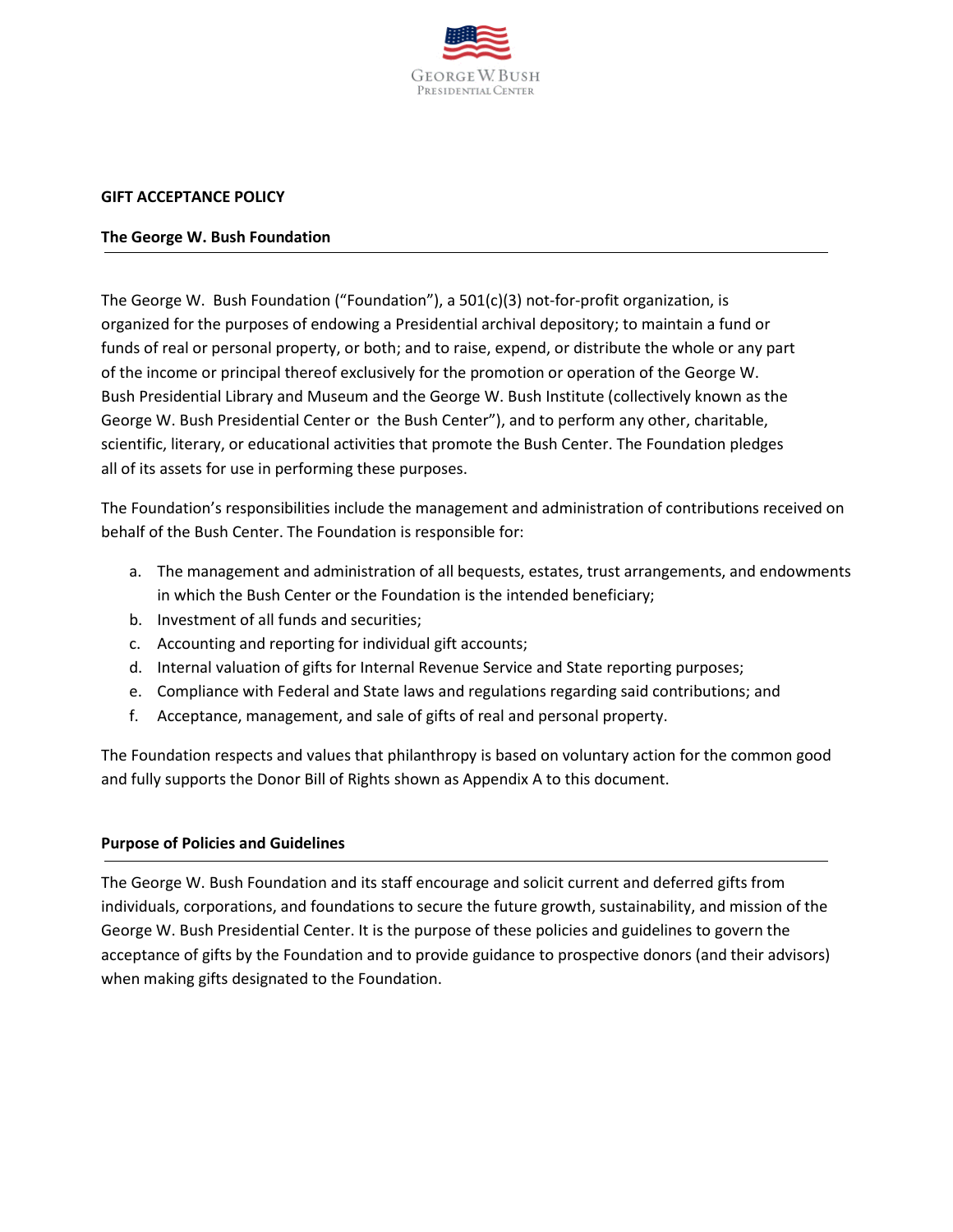**GIFT ACCEPTANCE POLICY**

**The George W. Bush Foundation**

The George W. Bush Foundation ("Foundation"), a 501(c)(3) not-for-profit organization, is organized for the purposes of endowing a Presidential archival depository; to maintain a fund or funds of real or personal property, or both; and to raise, expend, or distribute the whole or any part of the income or principal thereof exclusively for the promotion or operation of the George W. Bush Presidential Library and Museum and the George W. Bush Institute (collectively known as the George W. Bush Presidential Center or the Bush Center"), and to perform any other, charitable, scientific, literary, or educational activities that promote the Bush Center. The Foundation pledges all of its assets for use in performing these purposes.

The Foundation's responsibilities include the management and administration of contributions received on behalf of the Bush Center. The Foundation is responsible for:

a. The management and administration of all bequests, estates, trust arrangements, and endowments in which the Bush Center or the Foundation is the intended beneficiary;
b. Investment of all funds and securities;
c. Accounting and reporting for individual gift accounts;
d. Internal valuation of gifts for Internal Revenue Service and State reporting purposes;
e. Compliance with Federal and State laws and regulations regarding said contributions; and
f. Acceptance, management, and sale of gifts of real and personal property.

The Foundation respects and values that philanthropy is based on voluntary action for the common good and fully supports the Donor Bill of Rights shown as Appendix A to this document.

**Purpose of Policies and Guidelines**

The George W. Bush Foundation and its staff encourage and solicit current and deferred gifts from individuals, corporations, and foundations to secure the future growth, sustainability, and mission of the George W. Bush Presidential Center. It is the purpose of these policies and guidelines to govern the acceptance of gifts by the Foundation and to provide guidance to prospective donors (and their advisors) when making gifts designated to the Foundation.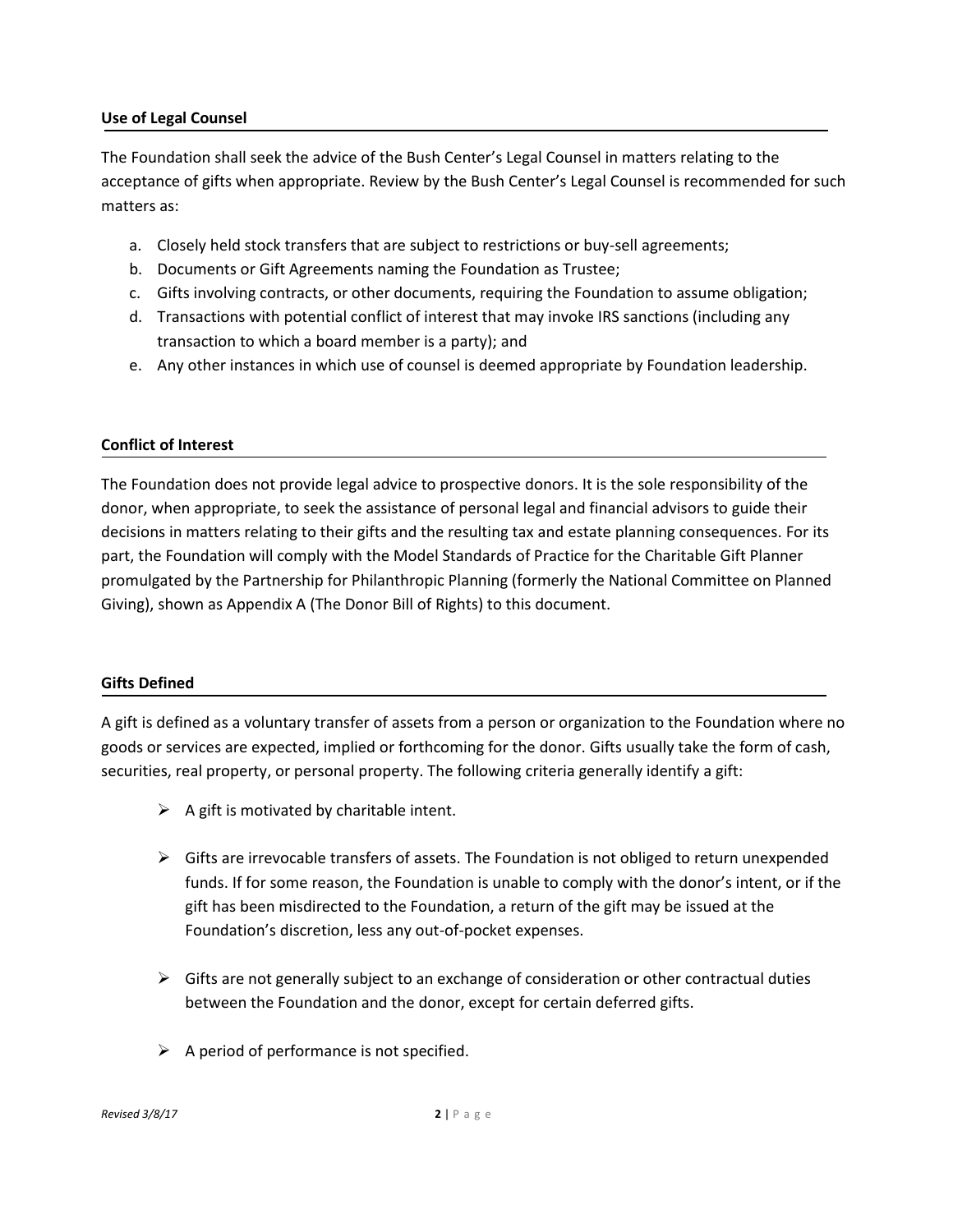**Use of Legal Counsel**

The Foundation shall seek the advice of the Bush Center's Legal Counsel in matters relating to the acceptance of gifts when appropriate. Review by the Bush Center's Legal Counsel is recommended for such matters as:

a. Closely held stock transfers that are subject to restrictions or buy-sell agreements;
b. Documents or Gift Agreements naming the Foundation as Trustee;
c. Gifts involving contracts, or other documents, requiring the Foundation to assume obligation;
d. Transactions with potential conflict of interest that may invoke IRS sanctions (including any transaction to which a board member is a party); and
e. Any other instances in which use of counsel is deemed appropriate by Foundation leadership.

**Conflict of Interest**

The Foundation does not provide legal advice to prospective donors. It is the sole responsibility of the donor, when appropriate, to seek the assistance of personal legal and financial advisors to guide their decisions in matters relating to their gifts and the resulting tax and estate planning consequences. For its part, the Foundation will comply with the Model Standards of Practice for the Charitable Gift Planner promulgated by the Partnership for Philanthropic Planning (formerly the National Committee on Planned Giving), shown as Appendix A (The Donor Bill of Rights) to this document.

**Gifts Defined**

A gift is defined as a voluntary transfer of assets from a person or organization to the Foundation where no goods or services are expected, implied or forthcoming for the donor. Gifts usually take the form of cash, securities, real property, or personal property. The following criteria generally identify a gift:

- A gift is motivated by charitable intent.

- Gifts are irrevocable transfers of assets. The Foundation is not obliged to return unexpended funds. If for some reason, the Foundation is unable to comply with the donor's intent, or if the gift has been misdirected to the Foundation, a return of the gift may be issued at the Foundation's discretion, less any out-of-pocket expenses.

- Gifts are not generally subject to an exchange of consideration or other contractual duties between the Foundation and the donor, except for certain deferred gifts.

- A period of performance is not specified.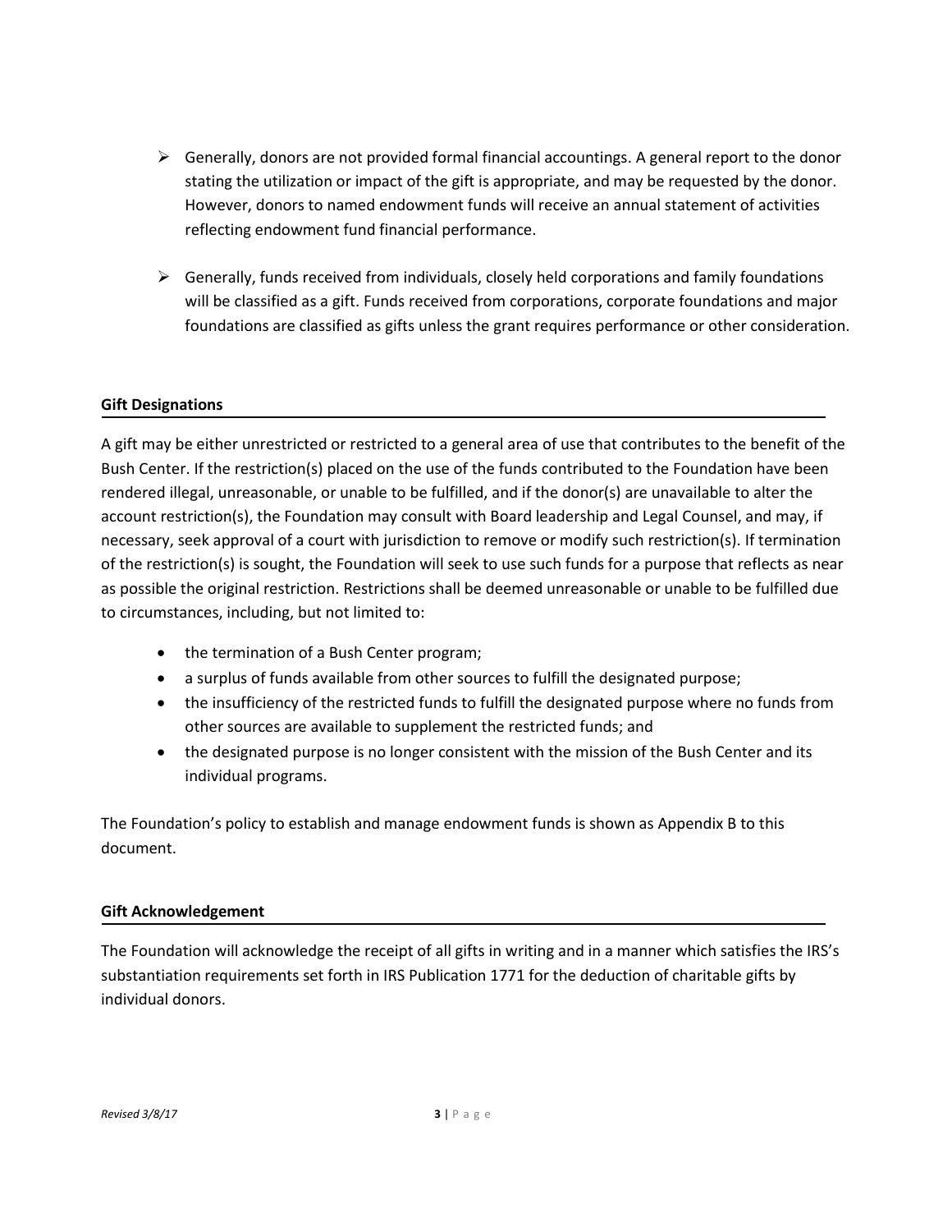- Generally, donors are not provided formal financial accountings. A general report to the donor stating the utilization or impact of the gift is appropriate, and may be requested by the donor. However, donors to named endowment funds will receive an annual statement of activities reflecting endowment fund financial performance.

- Generally, funds received from individuals, closely held corporations and family foundations will be classified as a gift. Funds received from corporations, corporate foundations and major foundations are classified as gifts unless the grant requires performance or other consideration.

## Gift Designations

A gift may be either unrestricted or restricted to a general area of use that contributes to the benefit of the Bush Center. If the restriction(s) placed on the use of the funds contributed to the Foundation have been rendered illegal, unreasonable, or unable to be fulfilled, and if the donor(s) are unavailable to alter the account restriction(s), the Foundation may consult with Board leadership and Legal Counsel, and may, if necessary, seek approval of a court with jurisdiction to remove or modify such restriction(s). If termination of the restriction(s) is sought, the Foundation will seek to use such funds for a purpose that reflects as near as possible the original restriction. Restrictions shall be deemed unreasonable or unable to be fulfilled due to circumstances, including, but not limited to:

- the termination of a Bush Center program;
- a surplus of funds available from other sources to fulfill the designated purpose;
- the insufficiency of the restricted funds to fulfill the designated purpose where no funds from other sources are available to supplement the restricted funds; and
- the designated purpose is no longer consistent with the mission of the Bush Center and its individual programs.

The Foundation's policy to establish and manage endowment funds is shown as Appendix B to this document.

## Gift Acknowledgement

The Foundation will acknowledge the receipt of all gifts in writing and in a manner which satisfies the IRS's substantiation requirements set forth in IRS Publication 1771 for the deduction of charitable gifts by individual donors.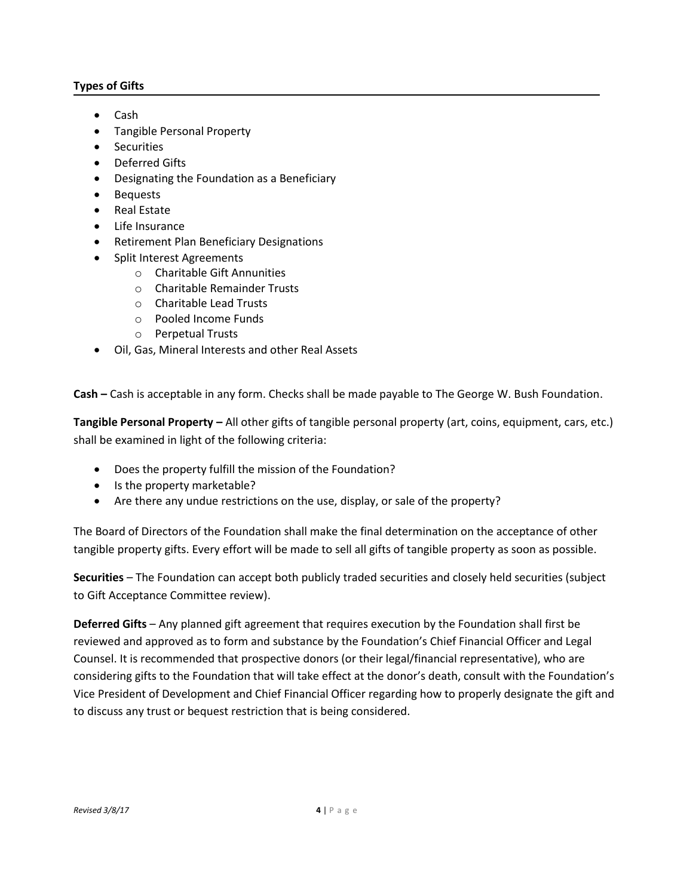**Types of Gifts**

- Cash
- Tangible Personal Property
- Securities
- Deferred Gifts
- Designating the Foundation as a Beneficiary
- Bequests
- Real Estate
- Life Insurance
- Retirement Plan Beneficiary Designations
- Split Interest Agreements
    - Charitable Gift Annunities
    - Charitable Remainder Trusts
    - Charitable Lead Trusts
    - Pooled Income Funds
    - Perpetual Trusts
- Oil, Gas, Mineral Interests and other Real Assets

**Cash –** Cash is acceptable in any form. Checks shall be made payable to The George W. Bush Foundation.

**Tangible Personal Property –** All other gifts of tangible personal property (art, coins, equipment, cars, etc.) shall be examined in light of the following criteria:

- Does the property fulfill the mission of the Foundation?
- Is the property marketable?
- Are there any undue restrictions on the use, display, or sale of the property?

The Board of Directors of the Foundation shall make the final determination on the acceptance of other tangible property gifts. Every effort will be made to sell all gifts of tangible property as soon as possible.

**Securities** – The Foundation can accept both publicly traded securities and closely held securities (subject to Gift Acceptance Committee review).

**Deferred Gifts** – Any planned gift agreement that requires execution by the Foundation shall first be reviewed and approved as to form and substance by the Foundation's Chief Financial Officer and Legal Counsel. It is recommended that prospective donors (or their legal/financial representative), who are considering gifts to the Foundation that will take effect at the donor's death, consult with the Foundation's Vice President of Development and Chief Financial Officer regarding how to properly designate the gift and to discuss any trust or bequest restriction that is being considered.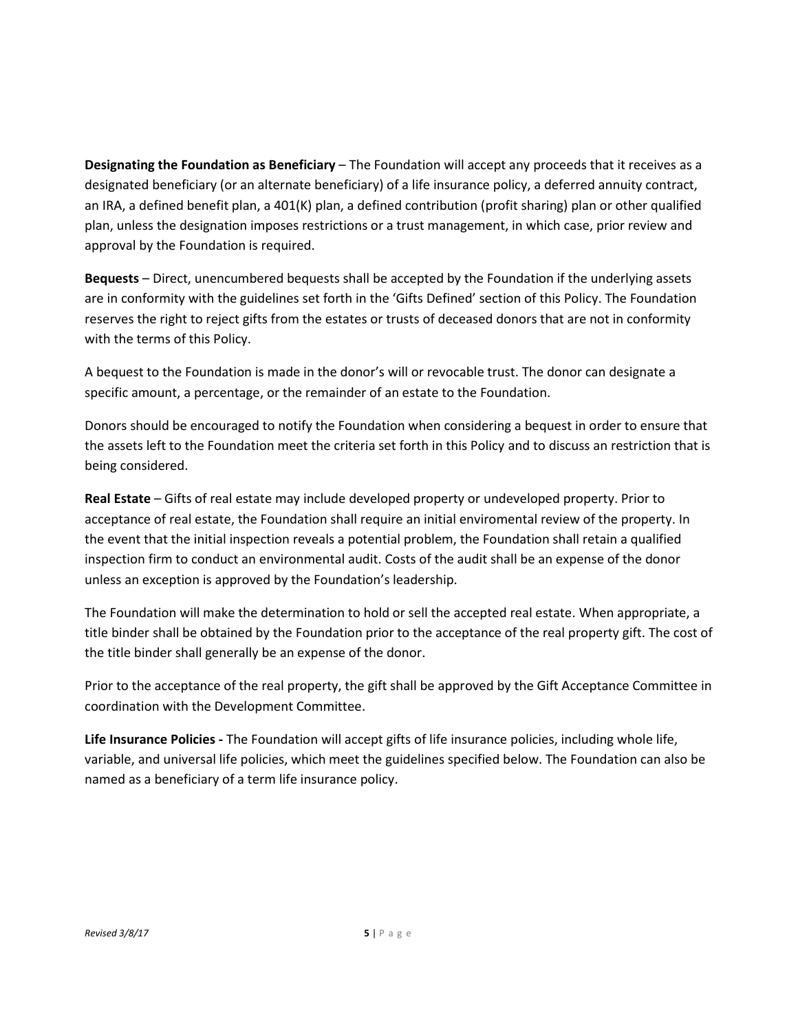**Designating the Foundation as Beneficiary** – The Foundation will accept any proceeds that it receives as a designated beneficiary (or an alternate beneficiary) of a life insurance policy, a deferred annuity contract, an IRA, a defined benefit plan, a 401(K) plan, a defined contribution (profit sharing) plan or other qualified plan, unless the designation imposes restrictions or a trust management, in which case, prior review and approval by the Foundation is required.

**Bequests** – Direct, unencumbered bequests shall be accepted by the Foundation if the underlying assets are in conformity with the guidelines set forth in the 'Gifts Defined' section of this Policy. The Foundation reserves the right to reject gifts from the estates or trusts of deceased donors that are not in conformity with the terms of this Policy.

A bequest to the Foundation is made in the donor's will or revocable trust. The donor can designate a specific amount, a percentage, or the remainder of an estate to the Foundation.

Donors should be encouraged to notify the Foundation when considering a bequest in order to ensure that the assets left to the Foundation meet the criteria set forth in this Policy and to discuss an restriction that is being considered.

**Real Estate** – Gifts of real estate may include developed property or undeveloped property. Prior to acceptance of real estate, the Foundation shall require an initial enviromental review of the property. In the event that the initial inspection reveals a potential problem, the Foundation shall retain a qualified inspection firm to conduct an environmental audit. Costs of the audit shall be an expense of the donor unless an exception is approved by the Foundation's leadership.

The Foundation will make the determination to hold or sell the accepted real estate. When appropriate, a title binder shall be obtained by the Foundation prior to the acceptance of the real property gift. The cost of the title binder shall generally be an expense of the donor.

Prior to the acceptance of the real property, the gift shall be approved by the Gift Acceptance Committee in coordination with the Development Committee.

**Life Insurance Policies -** The Foundation will accept gifts of life insurance policies, including whole life, variable, and universal life policies, which meet the guidelines specified below. The Foundation can also be named as a beneficiary of a term life insurance policy.

*Revised 3/8/17*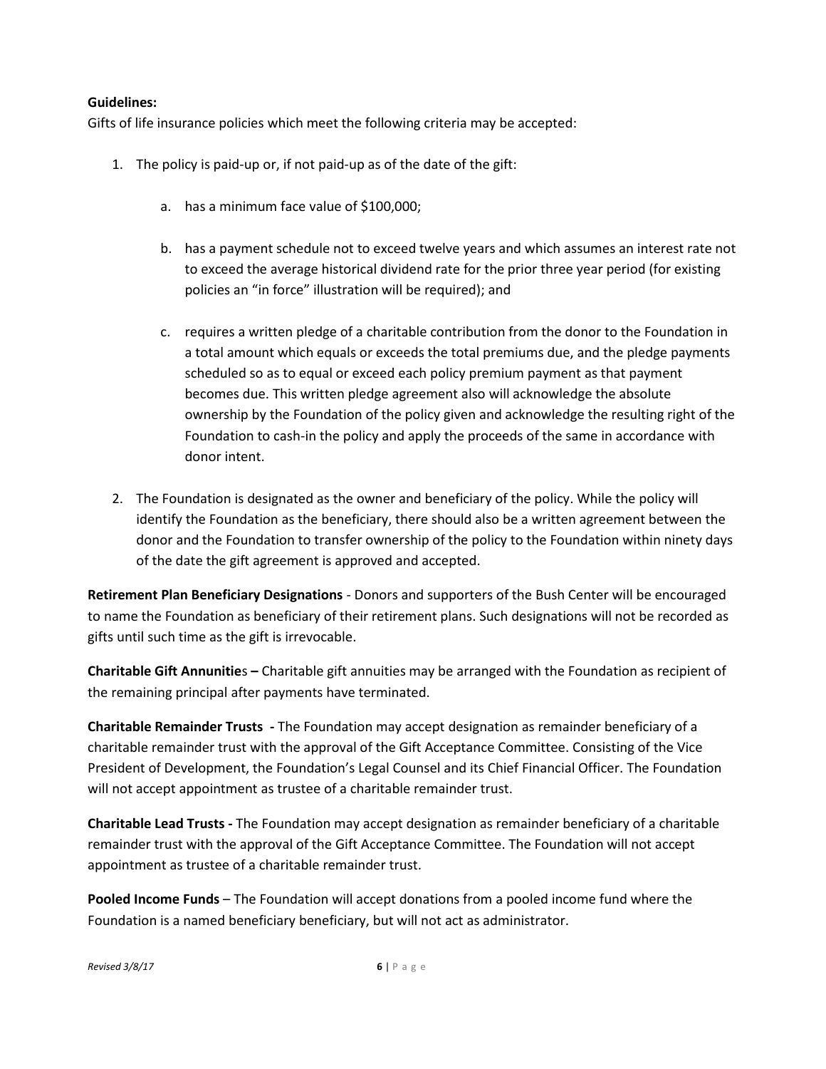**Guidelines:**

Gifts of life insurance policies which meet the following criteria may be accepted:

1. The policy is paid-up or, if not paid-up as of the date of the gift:

   a. has a minimum face value of $100,000;

   b. has a payment schedule not to exceed twelve years and which assumes an interest rate not to exceed the average historical dividend rate for the prior three year period (for existing policies an "in force" illustration will be required); and

   c. requires a written pledge of a charitable contribution from the donor to the Foundation in a total amount which equals or exceeds the total premiums due, and the pledge payments scheduled so as to equal or exceed each policy premium payment as that payment becomes due. This written pledge agreement also will acknowledge the absolute ownership by the Foundation of the policy given and acknowledge the resulting right of the Foundation to cash-in the policy and apply the proceeds of the same in accordance with donor intent.

2. The Foundation is designated as the owner and beneficiary of the policy. While the policy will identify the Foundation as the beneficiary, there should also be a written agreement between the donor and the Foundation to transfer ownership of the policy to the Foundation within ninety days of the date the gift agreement is approved and accepted.

**Retirement Plan Beneficiary Designations** - Donors and supporters of the Bush Center will be encouraged to name the Foundation as beneficiary of their retirement plans. Such designations will not be recorded as gifts until such time as the gift is irrevocable.

**Charitable Gift Annunitie**s **–** Charitable gift annuities may be arranged with the Foundation as recipient of the remaining principal after payments have terminated.

**Charitable Remainder Trusts -** The Foundation may accept designation as remainder beneficiary of a charitable remainder trust with the approval of the Gift Acceptance Committee. Consisting of the Vice President of Development, the Foundation's Legal Counsel and its Chief Financial Officer. The Foundation will not accept appointment as trustee of a charitable remainder trust.

**Charitable Lead Trusts -** The Foundation may accept designation as remainder beneficiary of a charitable remainder trust with the approval of the Gift Acceptance Committee. The Foundation will not accept appointment as trustee of a charitable remainder trust.

**Pooled Income Funds** – The Foundation will accept donations from a pooled income fund where the Foundation is a named beneficiary beneficiary, but will not act as administrator.

*Revised 3/8/17*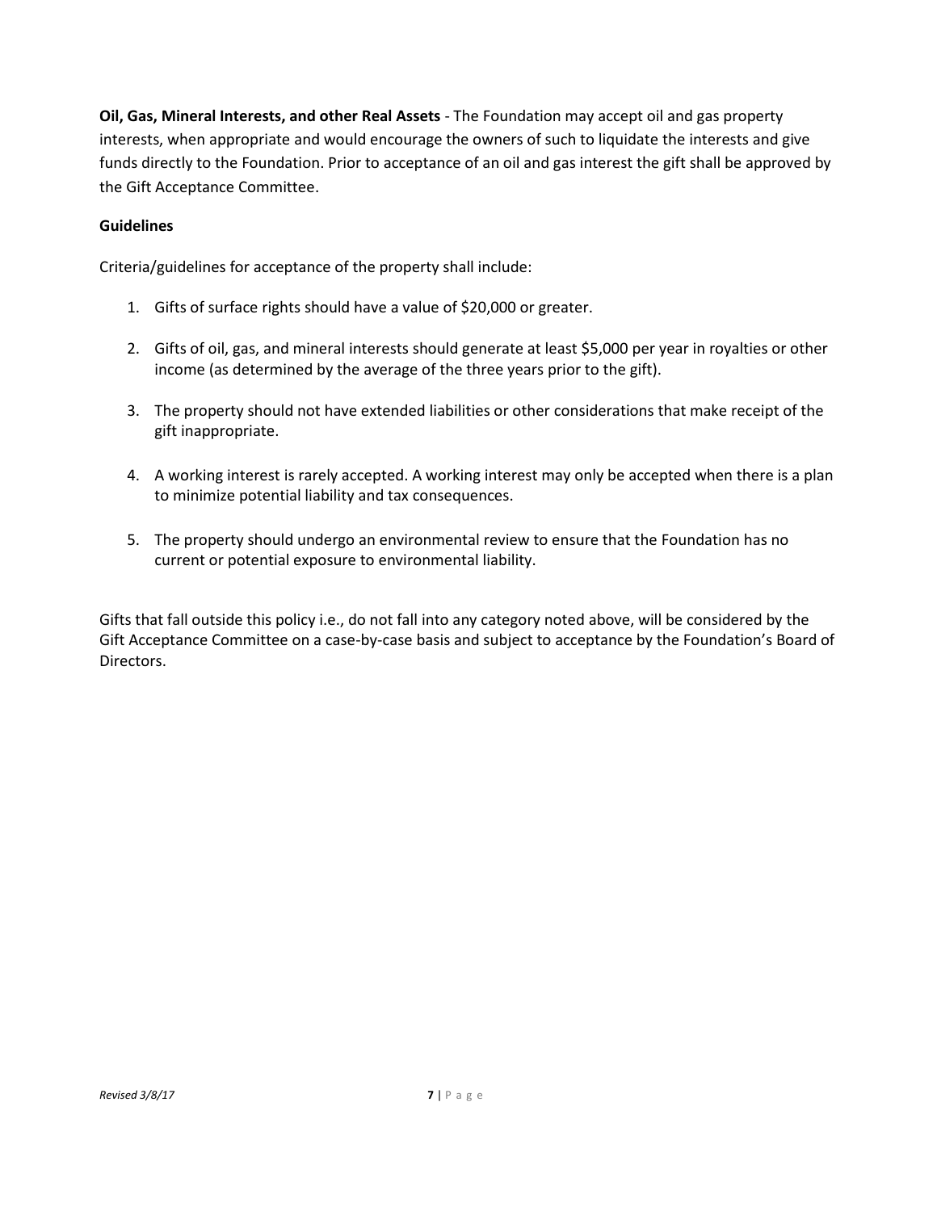**Oil, Gas, Mineral Interests, and other Real Assets** - The Foundation may accept oil and gas property interests, when appropriate and would encourage the owners of such to liquidate the interests and give funds directly to the Foundation. Prior to acceptance of an oil and gas interest the gift shall be approved by the Gift Acceptance Committee.

**Guidelines**

Criteria/guidelines for acceptance of the property shall include:

1. Gifts of surface rights should have a value of $20,000 or greater.
2. Gifts of oil, gas, and mineral interests should generate at least $5,000 per year in royalties or other income (as determined by the average of the three years prior to the gift).
3. The property should not have extended liabilities or other considerations that make receipt of the gift inappropriate.
4. A working interest is rarely accepted. A working interest may only be accepted when there is a plan to minimize potential liability and tax consequences.
5. The property should undergo an environmental review to ensure that the Foundation has no current or potential exposure to environmental liability.

Gifts that fall outside this policy i.e., do not fall into any category noted above, will be considered by the Gift Acceptance Committee on a case-by-case basis and subject to acceptance by the Foundation's Board of Directors.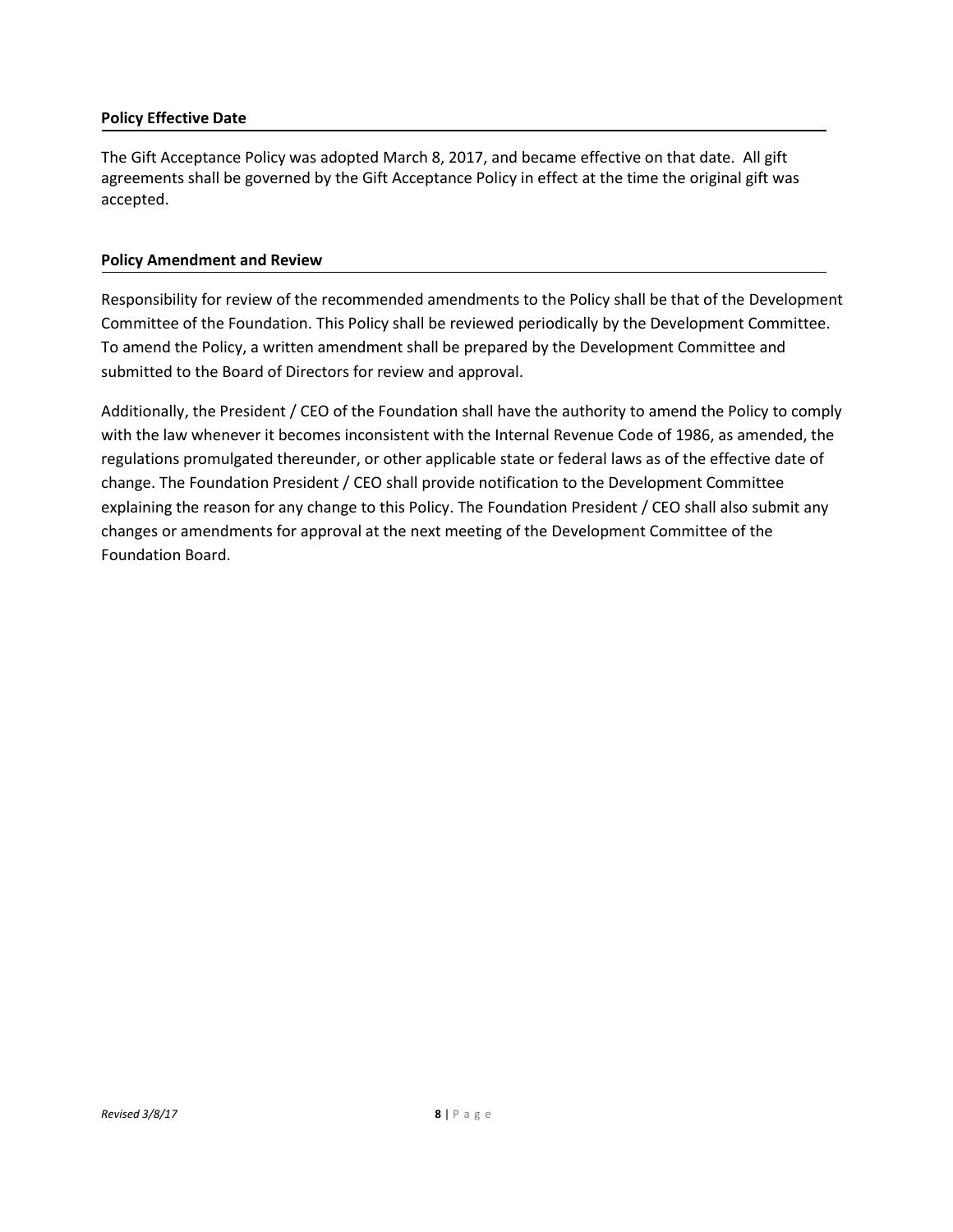## Policy Effective Date

The Gift Acceptance Policy was adopted March 8, 2017, and became effective on that date. All gift agreements shall be governed by the Gift Acceptance Policy in effect at the time the original gift was accepted.

## Policy Amendment and Review

Responsibility for review of the recommended amendments to the Policy shall be that of the Development Committee of the Foundation. This Policy shall be reviewed periodically by the Development Committee. To amend the Policy, a written amendment shall be prepared by the Development Committee and submitted to the Board of Directors for review and approval.

Additionally, the President / CEO of the Foundation shall have the authority to amend the Policy to comply with the law whenever it becomes inconsistent with the Internal Revenue Code of 1986, as amended, the regulations promulgated thereunder, or other applicable state or federal laws as of the effective date of change. The Foundation President / CEO shall provide notification to the Development Committee explaining the reason for any change to this Policy. The Foundation President / CEO shall also submit any changes or amendments for approval at the next meeting of the Development Committee of the Foundation Board.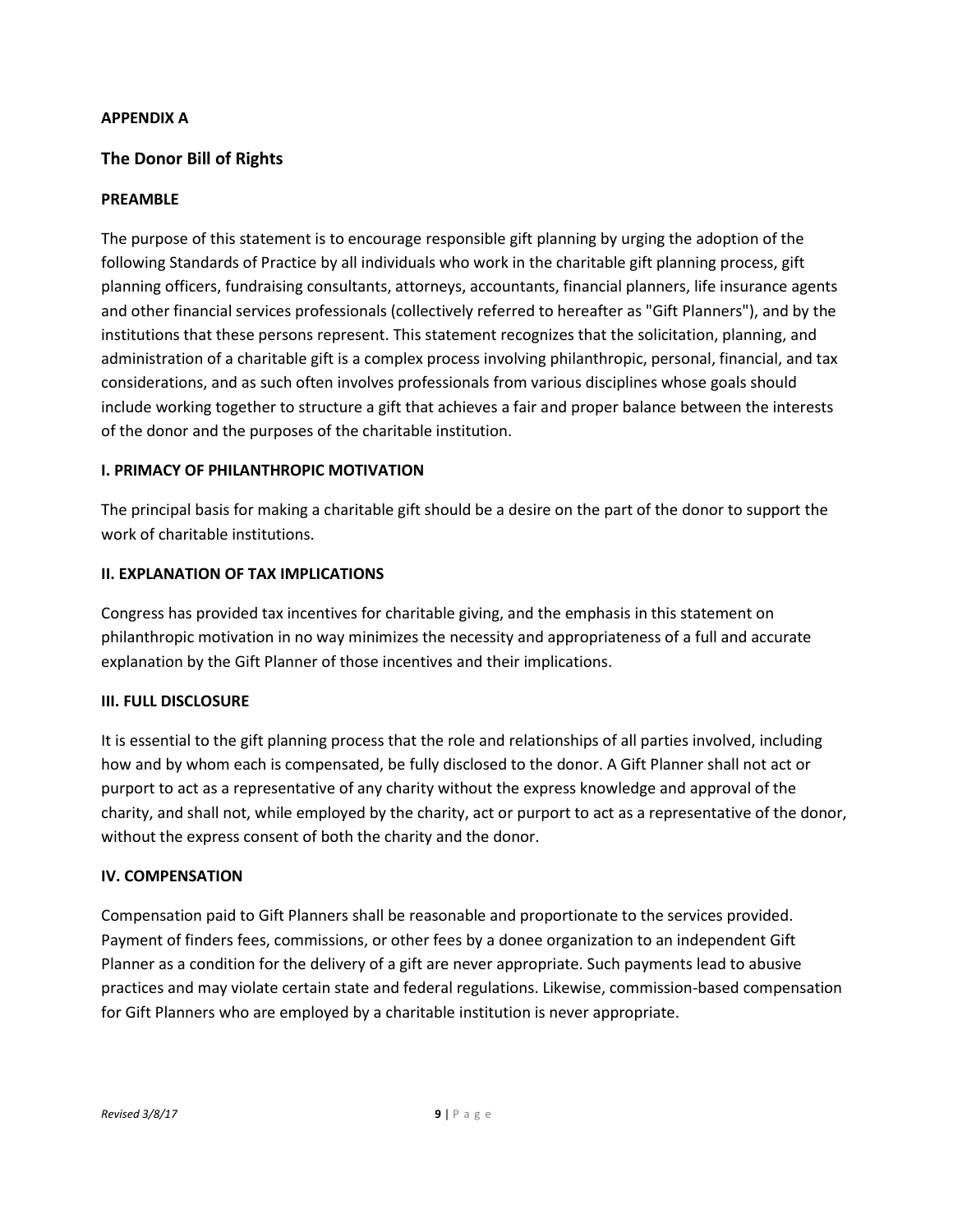**APPENDIX A**

## The Donor Bill of Rights

**PREAMBLE**

The purpose of this statement is to encourage responsible gift planning by urging the adoption of the following Standards of Practice by all individuals who work in the charitable gift planning process, gift planning officers, fundraising consultants, attorneys, accountants, financial planners, life insurance agents and other financial services professionals (collectively referred to hereafter as "Gift Planners"), and by the institutions that these persons represent. This statement recognizes that the solicitation, planning, and administration of a charitable gift is a complex process involving philanthropic, personal, financial, and tax considerations, and as such often involves professionals from various disciplines whose goals should include working together to structure a gift that achieves a fair and proper balance between the interests of the donor and the purposes of the charitable institution.

**I. PRIMACY OF PHILANTHROPIC MOTIVATION**

The principal basis for making a charitable gift should be a desire on the part of the donor to support the work of charitable institutions.

**II. EXPLANATION OF TAX IMPLICATIONS**

Congress has provided tax incentives for charitable giving, and the emphasis in this statement on philanthropic motivation in no way minimizes the necessity and appropriateness of a full and accurate explanation by the Gift Planner of those incentives and their implications.

**III. FULL DISCLOSURE**

It is essential to the gift planning process that the role and relationships of all parties involved, including how and by whom each is compensated, be fully disclosed to the donor. A Gift Planner shall not act or purport to act as a representative of any charity without the express knowledge and approval of the charity, and shall not, while employed by the charity, act or purport to act as a representative of the donor, without the express consent of both the charity and the donor.

**IV. COMPENSATION**

Compensation paid to Gift Planners shall be reasonable and proportionate to the services provided. Payment of finders fees, commissions, or other fees by a donee organization to an independent Gift Planner as a condition for the delivery of a gift are never appropriate. Such payments lead to abusive practices and may violate certain state and federal regulations. Likewise, commission-based compensation for Gift Planners who are employed by a charitable institution is never appropriate.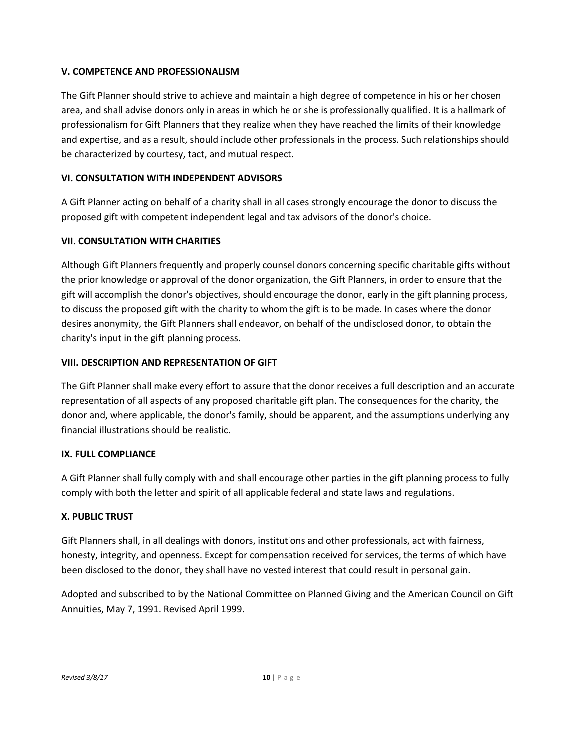**V. COMPETENCE AND PROFESSIONALISM**

The Gift Planner should strive to achieve and maintain a high degree of competence in his or her chosen area, and shall advise donors only in areas in which he or she is professionally qualified. It is a hallmark of professionalism for Gift Planners that they realize when they have reached the limits of their knowledge and expertise, and as a result, should include other professionals in the process. Such relationships should be characterized by courtesy, tact, and mutual respect.

**VI. CONSULTATION WITH INDEPENDENT ADVISORS**

A Gift Planner acting on behalf of a charity shall in all cases strongly encourage the donor to discuss the proposed gift with competent independent legal and tax advisors of the donor's choice.

**VII. CONSULTATION WITH CHARITIES**

Although Gift Planners frequently and properly counsel donors concerning specific charitable gifts without the prior knowledge or approval of the donor organization, the Gift Planners, in order to ensure that the gift will accomplish the donor's objectives, should encourage the donor, early in the gift planning process, to discuss the proposed gift with the charity to whom the gift is to be made. In cases where the donor desires anonymity, the Gift Planners shall endeavor, on behalf of the undisclosed donor, to obtain the charity's input in the gift planning process.

**VIII. DESCRIPTION AND REPRESENTATION OF GIFT**

The Gift Planner shall make every effort to assure that the donor receives a full description and an accurate representation of all aspects of any proposed charitable gift plan. The consequences for the charity, the donor and, where applicable, the donor's family, should be apparent, and the assumptions underlying any financial illustrations should be realistic.

**IX. FULL COMPLIANCE**

A Gift Planner shall fully comply with and shall encourage other parties in the gift planning process to fully comply with both the letter and spirit of all applicable federal and state laws and regulations.

**X. PUBLIC TRUST**

Gift Planners shall, in all dealings with donors, institutions and other professionals, act with fairness, honesty, integrity, and openness. Except for compensation received for services, the terms of which have been disclosed to the donor, they shall have no vested interest that could result in personal gain.

Adopted and subscribed to by the National Committee on Planned Giving and the American Council on Gift Annuities, May 7, 1991. Revised April 1999.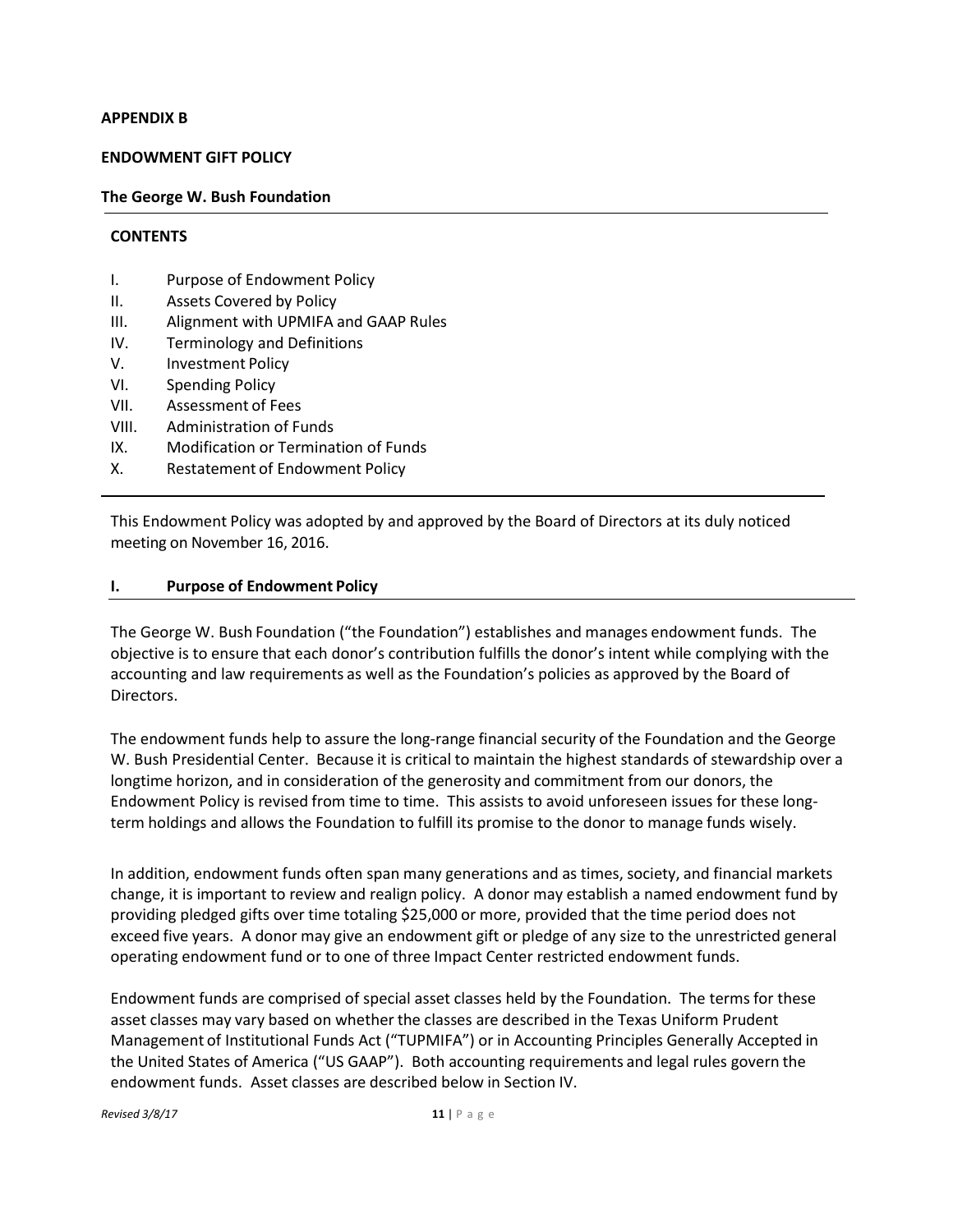**APPENDIX B**

**ENDOWMENT GIFT POLICY**

**The George W. Bush Foundation**

**CONTENTS**

- I. Purpose of Endowment Policy
- II. Assets Covered by Policy
- III. Alignment with UPMIFA and GAAP Rules
- IV. Terminology and Definitions
- V. Investment Policy
- VI. Spending Policy
- VII. Assessment of Fees
- VIII. Administration of Funds
- IX. Modification or Termination of Funds
- X. Restatement of Endowment Policy

---

This Endowment Policy was adopted by and approved by the Board of Directors at its duly noticed meeting on November 16, 2016.

## I. Purpose of Endowment Policy

The George W. Bush Foundation ("the Foundation") establishes and manages endowment funds. The objective is to ensure that each donor's contribution fulfills the donor's intent while complying with the accounting and law requirements as well as the Foundation's policies as approved by the Board of Directors.

The endowment funds help to assure the long-range financial security of the Foundation and the George W. Bush Presidential Center. Because it is critical to maintain the highest standards of stewardship over a longtime horizon, and in consideration of the generosity and commitment from our donors, the Endowment Policy is revised from time to time. This assists to avoid unforeseen issues for these long-term holdings and allows the Foundation to fulfill its promise to the donor to manage funds wisely.

In addition, endowment funds often span many generations and as times, society, and financial markets change, it is important to review and realign policy. A donor may establish a named endowment fund by providing pledged gifts over time totaling $25,000 or more, provided that the time period does not exceed five years. A donor may give an endowment gift or pledge of any size to the unrestricted general operating endowment fund or to one of three Impact Center restricted endowment funds.

Endowment funds are comprised of special asset classes held by the Foundation. The terms for these asset classes may vary based on whether the classes are described in the Texas Uniform Prudent Management of Institutional Funds Act ("TUPMIFA") or in Accounting Principles Generally Accepted in the United States of America ("US GAAP"). Both accounting requirements and legal rules govern the endowment funds. Asset classes are described below in Section IV.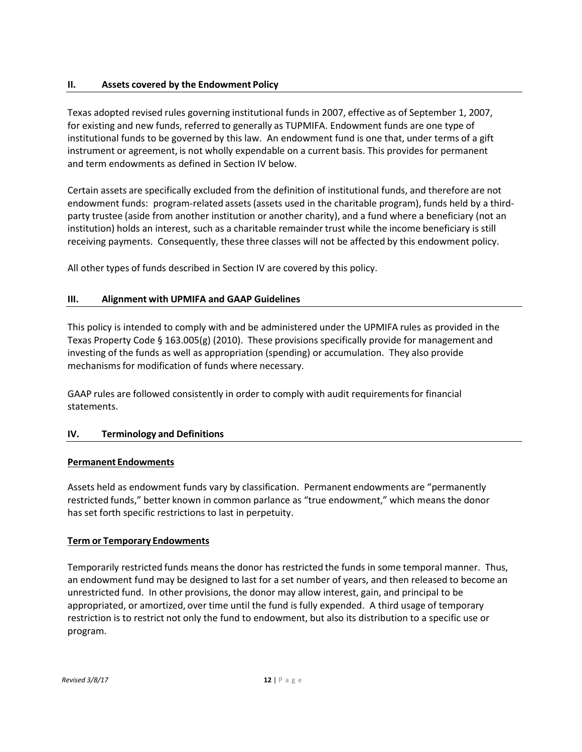## II. Assets covered by the Endowment Policy

Texas adopted revised rules governing institutional funds in 2007, effective as of September 1, 2007, for existing and new funds, referred to generally as TUPMIFA. Endowment funds are one type of institutional funds to be governed by this law. An endowment fund is one that, under terms of a gift instrument or agreement, is not wholly expendable on a current basis. This provides for permanent and term endowments as defined in Section IV below.

Certain assets are specifically excluded from the definition of institutional funds, and therefore are not endowment funds: program-related assets (assets used in the charitable program), funds held by a third-party trustee (aside from another institution or another charity), and a fund where a beneficiary (not an institution) holds an interest, such as a charitable remainder trust while the income beneficiary is still receiving payments. Consequently, these three classes will not be affected by this endowment policy.

All other types of funds described in Section IV are covered by this policy.

## III. Alignment with UPMIFA and GAAP Guidelines

This policy is intended to comply with and be administered under the UPMIFA rules as provided in the Texas Property Code § 163.005(g) (2010). These provisions specifically provide for management and investing of the funds as well as appropriation (spending) or accumulation. They also provide mechanisms for modification of funds where necessary.

GAAP rules are followed consistently in order to comply with audit requirements for financial statements.

## IV. Terminology and Definitions

### Permanent Endowments

Assets held as endowment funds vary by classification. Permanent endowments are "permanently restricted funds," better known in common parlance as "true endowment," which means the donor has set forth specific restrictions to last in perpetuity.

### Term or Temporary Endowments

Temporarily restricted funds means the donor has restricted the funds in some temporal manner. Thus, an endowment fund may be designed to last for a set number of years, and then released to become an unrestricted fund. In other provisions, the donor may allow interest, gain, and principal to be appropriated, or amortized, over time until the fund is fully expended. A third usage of temporary restriction is to restrict not only the fund to endowment, but also its distribution to a specific use or program.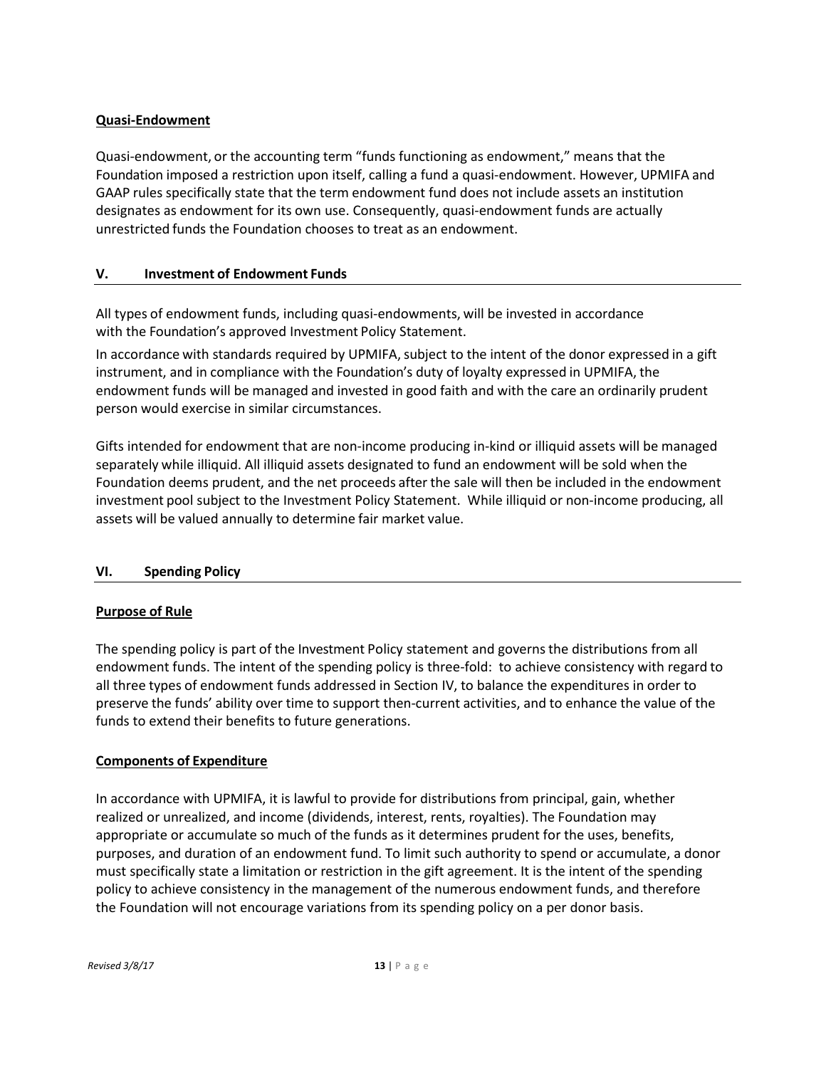**Quasi-Endowment**

Quasi-endowment, or the accounting term "funds functioning as endowment," means that the Foundation imposed a restriction upon itself, calling a fund a quasi-endowment. However, UPMIFA and GAAP rules specifically state that the term endowment fund does not include assets an institution designates as endowment for its own use. Consequently, quasi-endowment funds are actually unrestricted funds the Foundation chooses to treat as an endowment.

## V. Investment of Endowment Funds

All types of endowment funds, including quasi-endowments, will be invested in accordance with the Foundation's approved Investment Policy Statement.

In accordance with standards required by UPMIFA, subject to the intent of the donor expressed in a gift instrument, and in compliance with the Foundation's duty of loyalty expressed in UPMIFA, the endowment funds will be managed and invested in good faith and with the care an ordinarily prudent person would exercise in similar circumstances.

Gifts intended for endowment that are non-income producing in-kind or illiquid assets will be managed separately while illiquid. All illiquid assets designated to fund an endowment will be sold when the Foundation deems prudent, and the net proceeds after the sale will then be included in the endowment investment pool subject to the Investment Policy Statement. While illiquid or non-income producing, all assets will be valued annually to determine fair market value.

## VI. Spending Policy

**Purpose of Rule**

The spending policy is part of the Investment Policy statement and governs the distributions from all endowment funds. The intent of the spending policy is three-fold: to achieve consistency with regard to all three types of endowment funds addressed in Section IV, to balance the expenditures in order to preserve the funds' ability over time to support then-current activities, and to enhance the value of the funds to extend their benefits to future generations.

**Components of Expenditure**

In accordance with UPMIFA, it is lawful to provide for distributions from principal, gain, whether realized or unrealized, and income (dividends, interest, rents, royalties). The Foundation may appropriate or accumulate so much of the funds as it determines prudent for the uses, benefits, purposes, and duration of an endowment fund. To limit such authority to spend or accumulate, a donor must specifically state a limitation or restriction in the gift agreement. It is the intent of the spending policy to achieve consistency in the management of the numerous endowment funds, and therefore the Foundation will not encourage variations from its spending policy on a per donor basis.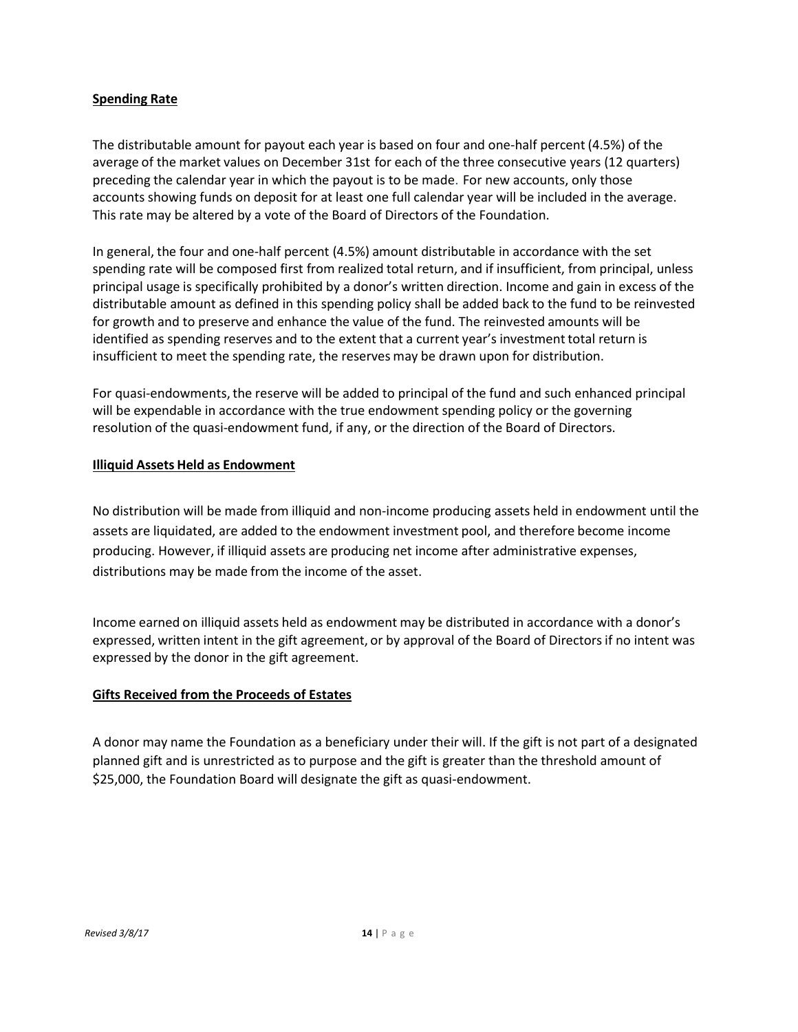**Spending Rate**

The distributable amount for payout each year is based on four and one-half percent (4.5%) of the average of the market values on December 31st for each of the three consecutive years (12 quarters) preceding the calendar year in which the payout is to be made. For new accounts, only those accounts showing funds on deposit for at least one full calendar year will be included in the average. This rate may be altered by a vote of the Board of Directors of the Foundation.

In general, the four and one-half percent (4.5%) amount distributable in accordance with the set spending rate will be composed first from realized total return, and if insufficient, from principal, unless principal usage is specifically prohibited by a donor's written direction. Income and gain in excess of the distributable amount as defined in this spending policy shall be added back to the fund to be reinvested for growth and to preserve and enhance the value of the fund. The reinvested amounts will be identified as spending reserves and to the extent that a current year's investment total return is insufficient to meet the spending rate, the reserves may be drawn upon for distribution.

For quasi-endowments, the reserve will be added to principal of the fund and such enhanced principal will be expendable in accordance with the true endowment spending policy or the governing resolution of the quasi-endowment fund, if any, or the direction of the Board of Directors.

**Illiquid Assets Held as Endowment**

No distribution will be made from illiquid and non-income producing assets held in endowment until the assets are liquidated, are added to the endowment investment pool, and therefore become income producing. However, if illiquid assets are producing net income after administrative expenses, distributions may be made from the income of the asset.

Income earned on illiquid assets held as endowment may be distributed in accordance with a donor's expressed, written intent in the gift agreement, or by approval of the Board of Directors if no intent was expressed by the donor in the gift agreement.

**Gifts Received from the Proceeds of Estates**

A donor may name the Foundation as a beneficiary under their will. If the gift is not part of a designated planned gift and is unrestricted as to purpose and the gift is greater than the threshold amount of $25,000, the Foundation Board will designate the gift as quasi-endowment.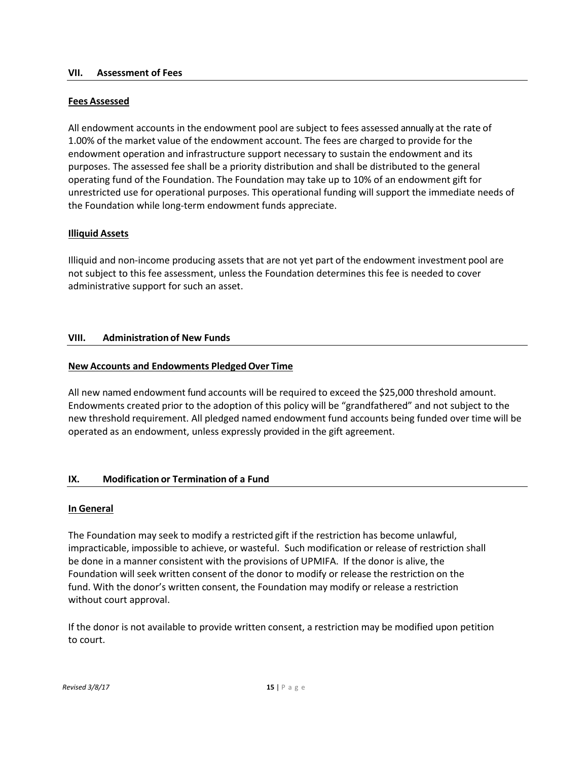## VII. Assessment of Fees

**Fees Assessed**

All endowment accounts in the endowment pool are subject to fees assessed annually at the rate of 1.00% of the market value of the endowment account. The fees are charged to provide for the endowment operation and infrastructure support necessary to sustain the endowment and its purposes. The assessed fee shall be a priority distribution and shall be distributed to the general operating fund of the Foundation. The Foundation may take up to 10% of an endowment gift for unrestricted use for operational purposes. This operational funding will support the immediate needs of the Foundation while long-term endowment funds appreciate.

**Illiquid Assets**

Illiquid and non-income producing assets that are not yet part of the endowment investment pool are not subject to this fee assessment, unless the Foundation determines this fee is needed to cover administrative support for such an asset.

## VIII. Administration of New Funds

**New Accounts and Endowments Pledged Over Time**

All new named endowment fund accounts will be required to exceed the $25,000 threshold amount. Endowments created prior to the adoption of this policy will be "grandfathered" and not subject to the new threshold requirement. All pledged named endowment fund accounts being funded over time will be operated as an endowment, unless expressly provided in the gift agreement.

## IX. Modification or Termination of a Fund

**In General**

The Foundation may seek to modify a restricted gift if the restriction has become unlawful, impracticable, impossible to achieve, or wasteful. Such modification or release of restriction shall be done in a manner consistent with the provisions of UPMIFA. If the donor is alive, the Foundation will seek written consent of the donor to modify or release the restriction on the fund. With the donor's written consent, the Foundation may modify or release a restriction without court approval.

If the donor is not available to provide written consent, a restriction may be modified upon petition to court.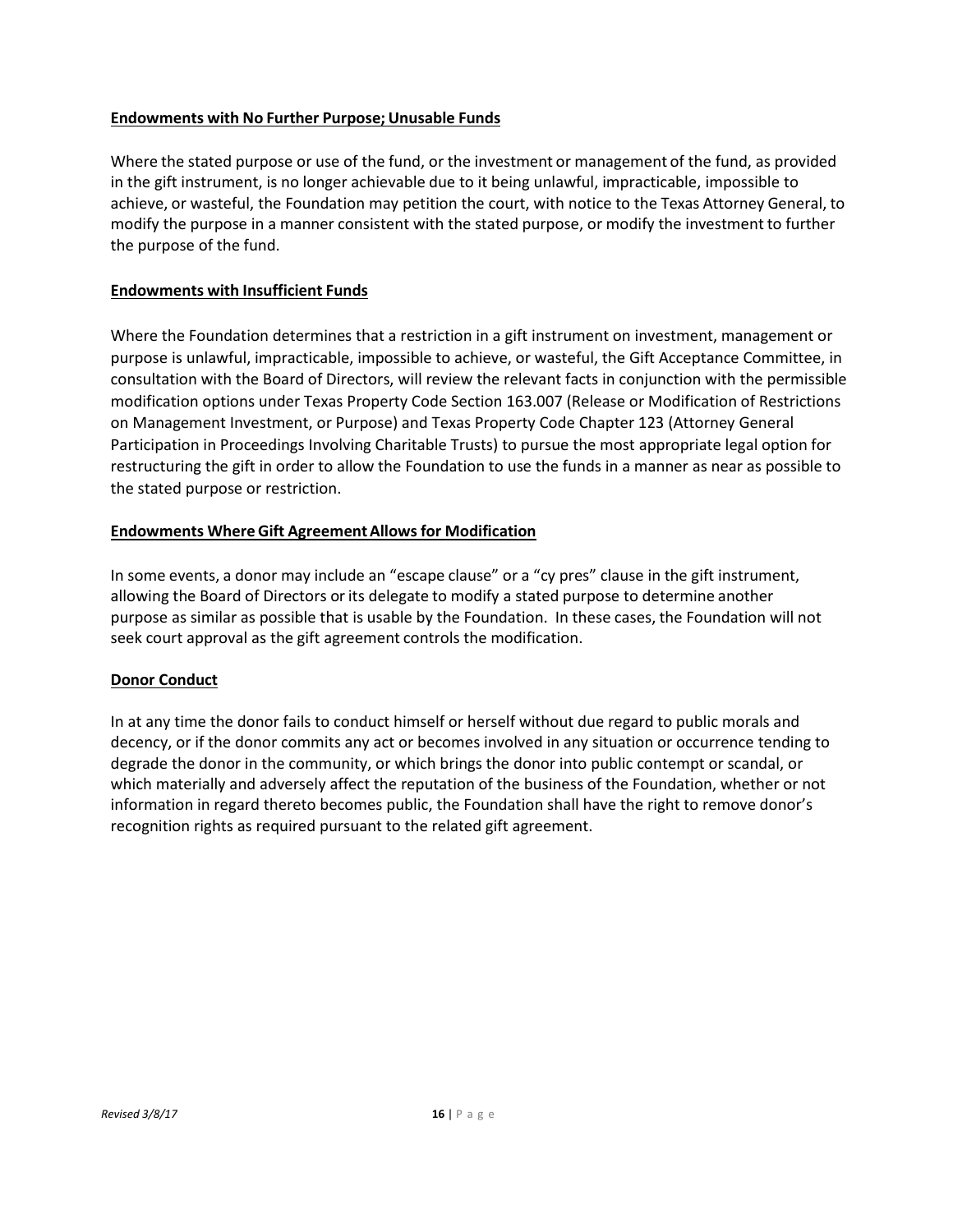**Endowments with No Further Purpose; Unusable Funds**

Where the stated purpose or use of the fund, or the investment or management of the fund, as provided in the gift instrument, is no longer achievable due to it being unlawful, impracticable, impossible to achieve, or wasteful, the Foundation may petition the court, with notice to the Texas Attorney General, to modify the purpose in a manner consistent with the stated purpose, or modify the investment to further the purpose of the fund.

**Endowments with Insufficient Funds**

Where the Foundation determines that a restriction in a gift instrument on investment, management or purpose is unlawful, impracticable, impossible to achieve, or wasteful, the Gift Acceptance Committee, in consultation with the Board of Directors, will review the relevant facts in conjunction with the permissible modification options under Texas Property Code Section 163.007 (Release or Modification of Restrictions on Management Investment, or Purpose) and Texas Property Code Chapter 123 (Attorney General Participation in Proceedings Involving Charitable Trusts) to pursue the most appropriate legal option for restructuring the gift in order to allow the Foundation to use the funds in a manner as near as possible to the stated purpose or restriction.

**Endowments Where Gift Agreement Allows for Modification**

In some events, a donor may include an "escape clause" or a "cy pres" clause in the gift instrument, allowing the Board of Directors or its delegate to modify a stated purpose to determine another purpose as similar as possible that is usable by the Foundation. In these cases, the Foundation will not seek court approval as the gift agreement controls the modification.

**Donor Conduct**

In at any time the donor fails to conduct himself or herself without due regard to public morals and decency, or if the donor commits any act or becomes involved in any situation or occurrence tending to degrade the donor in the community, or which brings the donor into public contempt or scandal, or which materially and adversely affect the reputation of the business of the Foundation, whether or not information in regard thereto becomes public, the Foundation shall have the right to remove donor's recognition rights as required pursuant to the related gift agreement.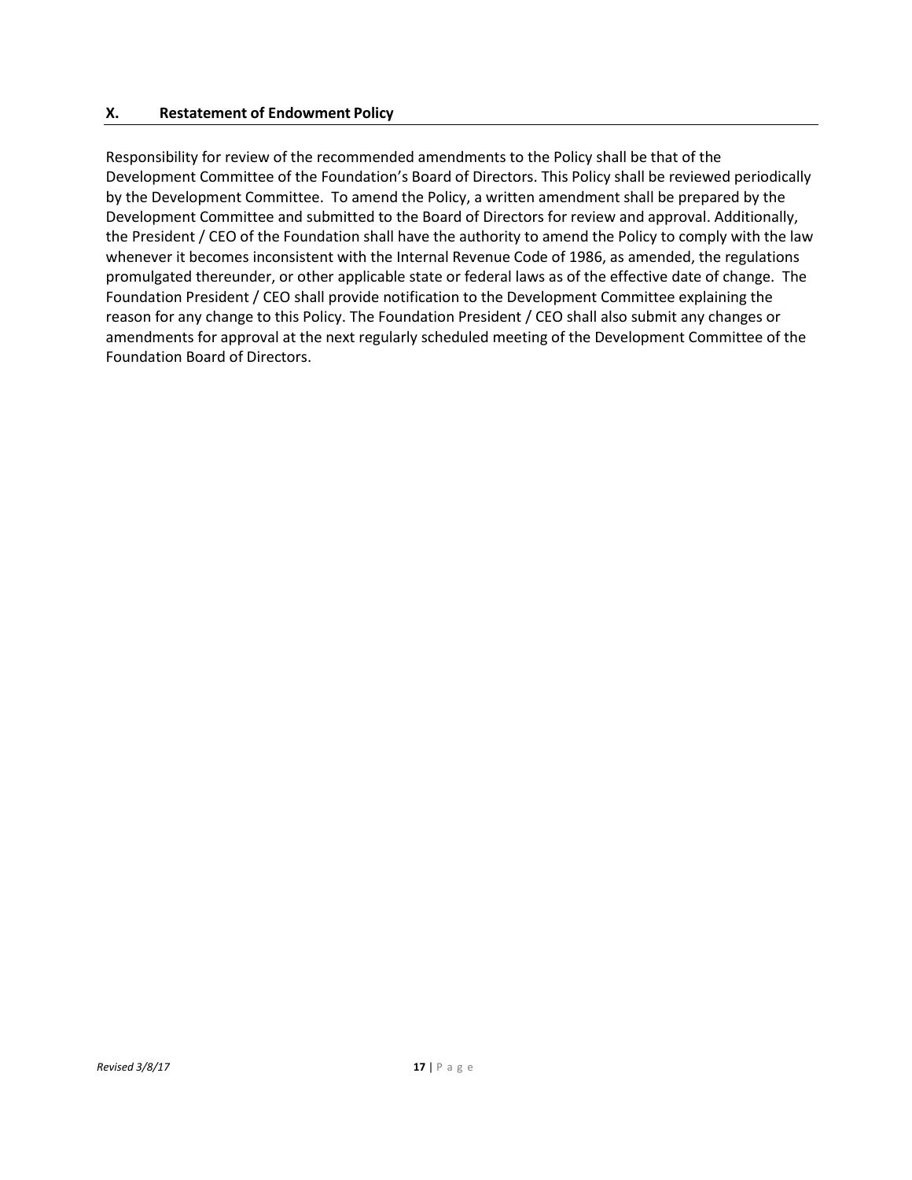## X. Restatement of Endowment Policy

Responsibility for review of the recommended amendments to the Policy shall be that of the Development Committee of the Foundation's Board of Directors. This Policy shall be reviewed periodically by the Development Committee. To amend the Policy, a written amendment shall be prepared by the Development Committee and submitted to the Board of Directors for review and approval. Additionally, the President / CEO of the Foundation shall have the authority to amend the Policy to comply with the law whenever it becomes inconsistent with the Internal Revenue Code of 1986, as amended, the regulations promulgated thereunder, or other applicable state or federal laws as of the effective date of change. The Foundation President / CEO shall provide notification to the Development Committee explaining the reason for any change to this Policy. The Foundation President / CEO shall also submit any changes or amendments for approval at the next regularly scheduled meeting of the Development Committee of the Foundation Board of Directors.